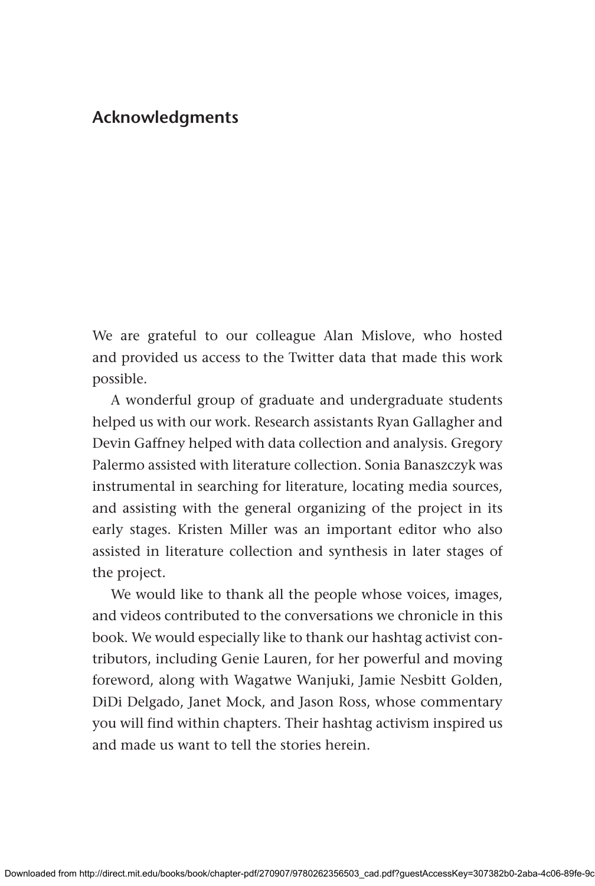# Acknowledgments

We are grateful to our colleague Alan Mislove, who hosted and provided us access to the Twitter data that made this work possible.

A wonderful group of graduate and undergraduate students helped us with our work. Research assistants Ryan Gallagher and Devin Gaffney helped with data collection and analysis. Gregory Palermo assisted with literature collection. Sonia Banaszczyk was instrumental in searching for literature, locating media sources, and assisting with the general organizing of the project in its early stages. Kristen Miller was an important editor who also assisted in literature collection and synthesis in later stages of the project.

We would like to thank all the people whose voices, images, and videos contributed to the conversations we chronicle in this book. We would especially like to thank our hashtag activist contributors, including Genie Lauren, for her powerful and moving foreword, along with Wagatwe Wanjuki, Jamie Nesbitt Golden, DiDi Delgado, Janet Mock, and Jason Ross, whose commentary you will find within chapters. Their hashtag activism inspired us and made us want to tell the stories herein.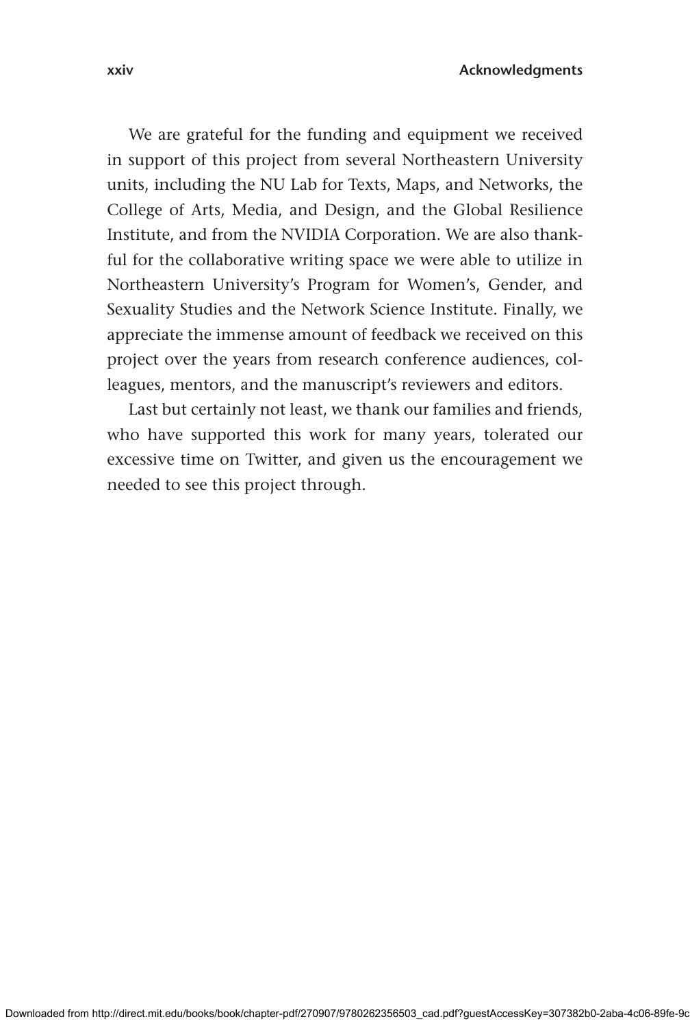We are grateful for the funding and equipment we received in support of this project from several Northeastern University units, including the NU Lab for Texts, Maps, and Networks, the College of Arts, Media, and Design, and the Global Resilience Institute, and from the NVIDIA Corporation. We are also thankful for the collaborative writing space we were able to utilize in Northeastern University's Program for Women's, Gender, and Sexuality Studies and the Network Science Institute. Finally, we appreciate the immense amount of feedback we received on this project over the years from research conference audiences, colleagues, mentors, and the manuscript's reviewers and editors.

Last but certainly not least, we thank our families and friends, who have supported this work for many years, tolerated our excessive time on Twitter, and given us the encouragement we needed to see this project through.